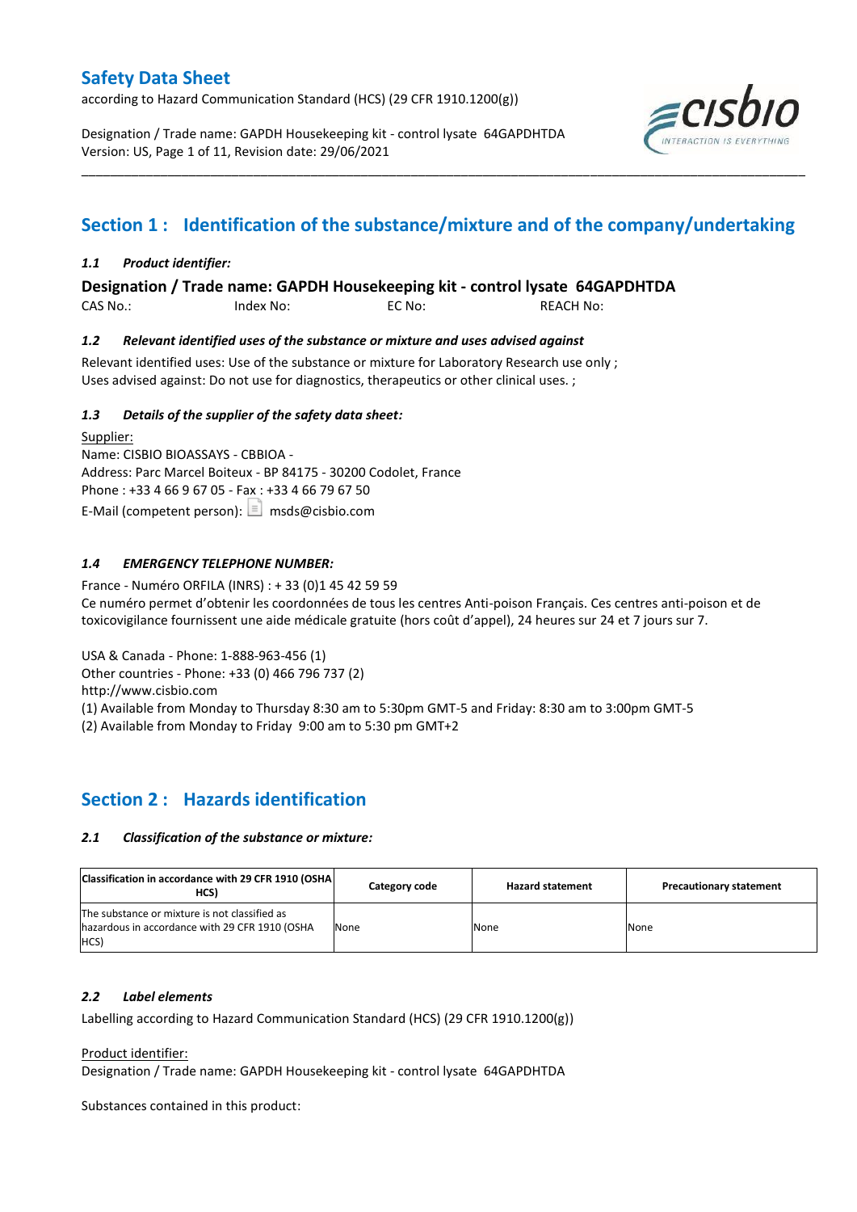# Safety Data Sheet

according to Hazard Communication Standard (HCS) (29 CFR 1910.1200(g))

Designation / Trade name: GAPDH Housekeeping kit - control lysate 64GAPDHTDA
Version: US, Page 1 of 11, Revision date: 29/06/2021

## Section 1 : Identification of the substance/mixture and of the company/undertaking

### *1.1 Product identifier:*

**Designation / Trade name: GAPDH Housekeeping kit - control lysate 64GAPDHTDA**

CAS No.: Index No: EC No: REACH No:

### *1.2 Relevant identified uses of the substance or mixture and uses advised against*

Relevant identified uses: Use of the substance or mixture for Laboratory Research use only ;
Uses advised against: Do not use for diagnostics, therapeutics or other clinical uses. ;

### *1.3 Details of the supplier of the safety data sheet:*

Supplier:
Name: CISBIO BIOASSAYS - CBBIOA -
Address: Parc Marcel Boiteux - BP 84175 - 30200 Codolet, France
Phone : +33 4 66 9 67 05 - Fax : +33 4 66 79 67 50
E-Mail (competent person): msds@cisbio.com

### *1.4 EMERGENCY TELEPHONE NUMBER:*

France - Numéro ORFILA (INRS) : + 33 (0)1 45 42 59 59
Ce numéro permet d'obtenir les coordonnées de tous les centres Anti-poison Français. Ces centres anti-poison et de toxicovigilance fournissent une aide médicale gratuite (hors coût d'appel), 24 heures sur 24 et 7 jours sur 7.

USA & Canada - Phone: 1-888-963-456 (1)
Other countries - Phone: +33 (0) 466 796 737 (2)
http://www.cisbio.com
(1) Available from Monday to Thursday 8:30 am to 5:30pm GMT-5 and Friday: 8:30 am to 3:00pm GMT-5
(2) Available from Monday to Friday 9:00 am to 5:30 pm GMT+2

## Section 2 : Hazards identification

### *2.1 Classification of the substance or mixture:*

| Classification in accordance with 29 CFR 1910 (OSHA HCS) | Category code | Hazard statement | Precautionary statement |
|---|---|---|---|
| The substance or mixture is not classified as hazardous in accordance with 29 CFR 1910 (OSHA HCS) | None | None | None |

### *2.2 Label elements*

Labelling according to Hazard Communication Standard (HCS) (29 CFR 1910.1200(g))

Product identifier:
Designation / Trade name: GAPDH Housekeeping kit - control lysate 64GAPDHTDA

Substances contained in this product: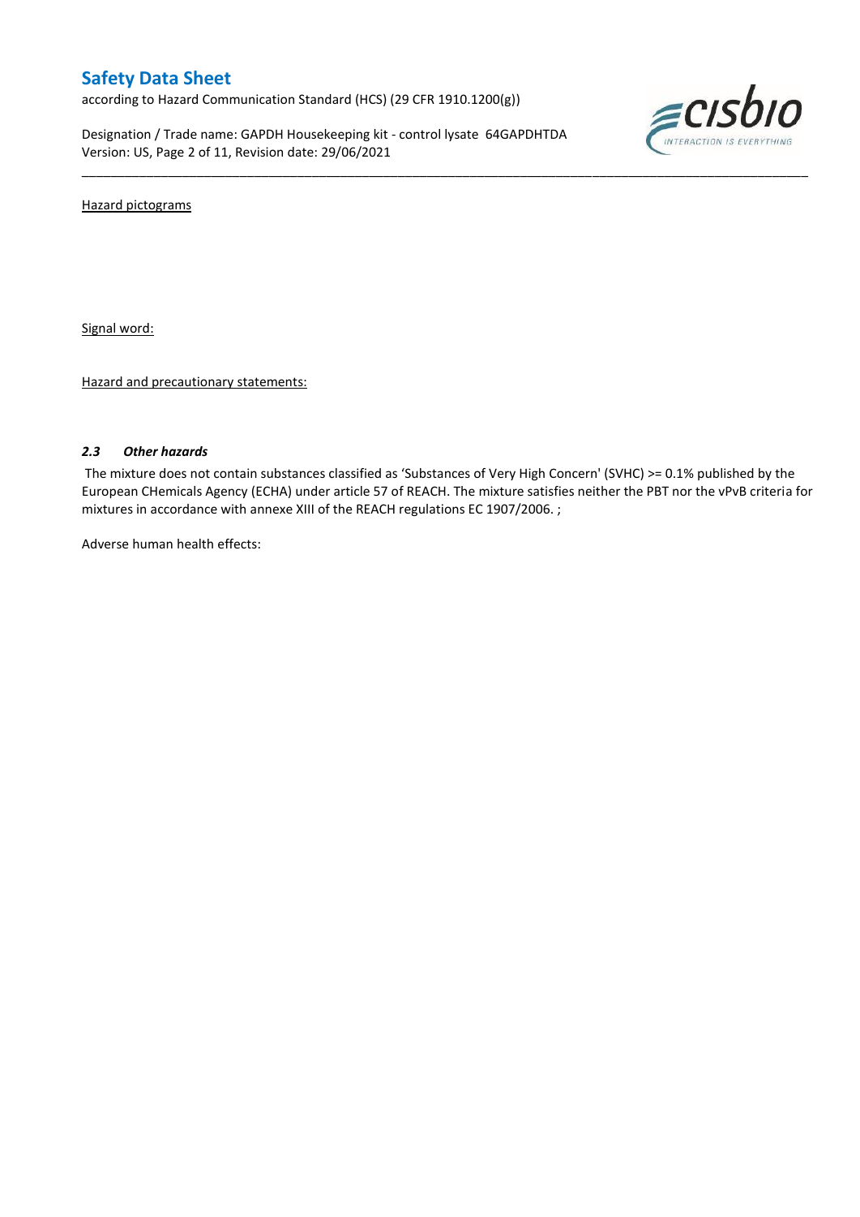Hazard pictograms

Signal word:

Hazard and precautionary statements:

### *2.3 Other hazards*

The mixture does not contain substances classified as 'Substances of Very High Concern' (SVHC) >= 0.1% published by the European CHemicals Agency (ECHA) under article 57 of REACH. The mixture satisfies neither the PBT nor the vPvB criteria for mixtures in accordance with annexe XIII of the REACH regulations EC 1907/2006. ;

Adverse human health effects: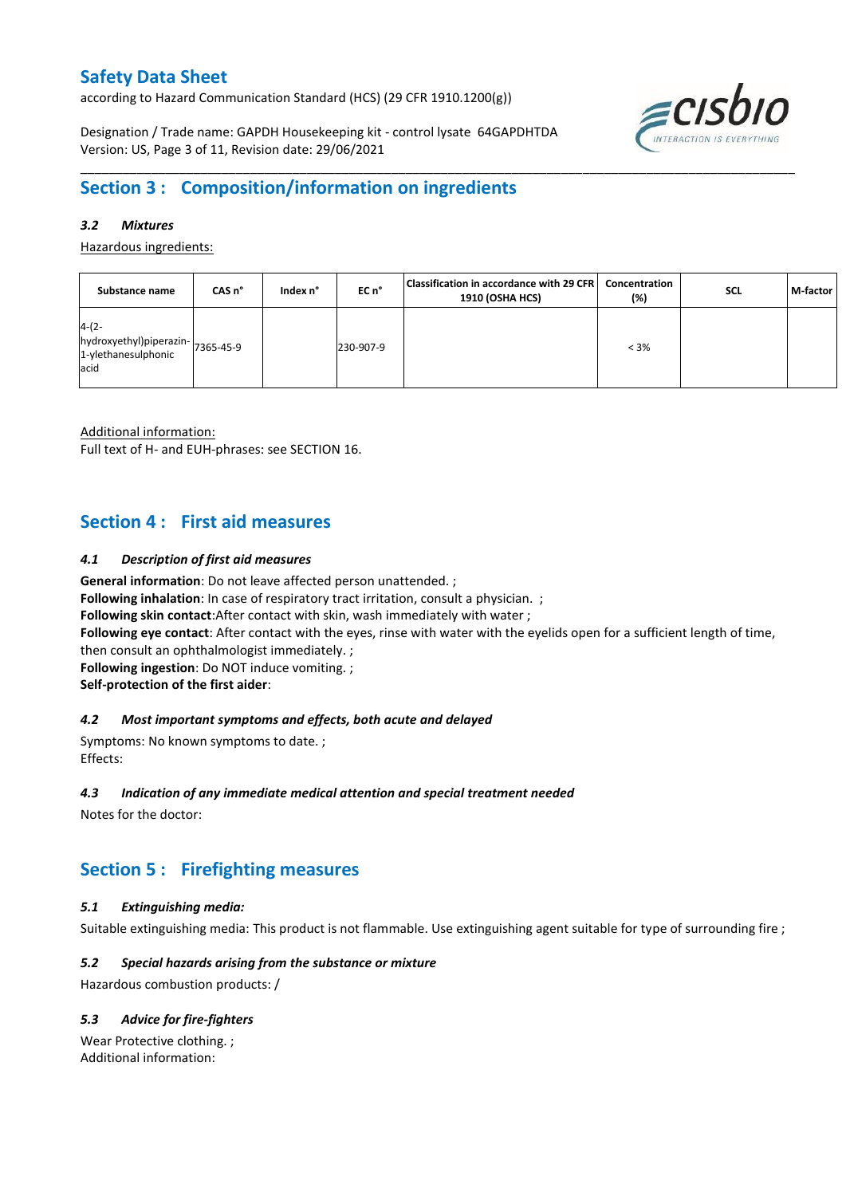## Section 3 : Composition/information on ingredients

### *3.2 Mixtures*

Hazardous ingredients:

| Substance name | CAS n° | Index n° | EC n° | Classification in accordance with 29 CFR 1910 (OSHA HCS) | Concentration (%) | SCL | M-factor |
|---|---|---|---|---|---|---|---|
| 4-(2-hydroxyethyl)piperazin-1-ylethanesulphonic acid | 7365-45-9 | | 230-907-9 | | < 3% | | |

Additional information:
Full text of H- and EUH-phrases: see SECTION 16.

## Section 4 : First aid measures

### *4.1 Description of first aid measures*

**General information**: Do not leave affected person unattended. ;
**Following inhalation**: In case of respiratory tract irritation, consult a physician. ;
**Following skin contact**:After contact with skin, wash immediately with water ;
**Following eye contact**: After contact with the eyes, rinse with water with the eyelids open for a sufficient length of time, then consult an ophthalmologist immediately. ;
**Following ingestion**: Do NOT induce vomiting. ;
**Self-protection of the first aider**:

### *4.2 Most important symptoms and effects, both acute and delayed*

Symptoms: No known symptoms to date. ;
Effects:

### *4.3 Indication of any immediate medical attention and special treatment needed*

Notes for the doctor:

## Section 5 : Firefighting measures

### *5.1 Extinguishing media:*

Suitable extinguishing media: This product is not flammable. Use extinguishing agent suitable for type of surrounding fire ;

### *5.2 Special hazards arising from the substance or mixture*

Hazardous combustion products: /

### *5.3 Advice for fire-fighters*

Wear Protective clothing. ;
Additional information: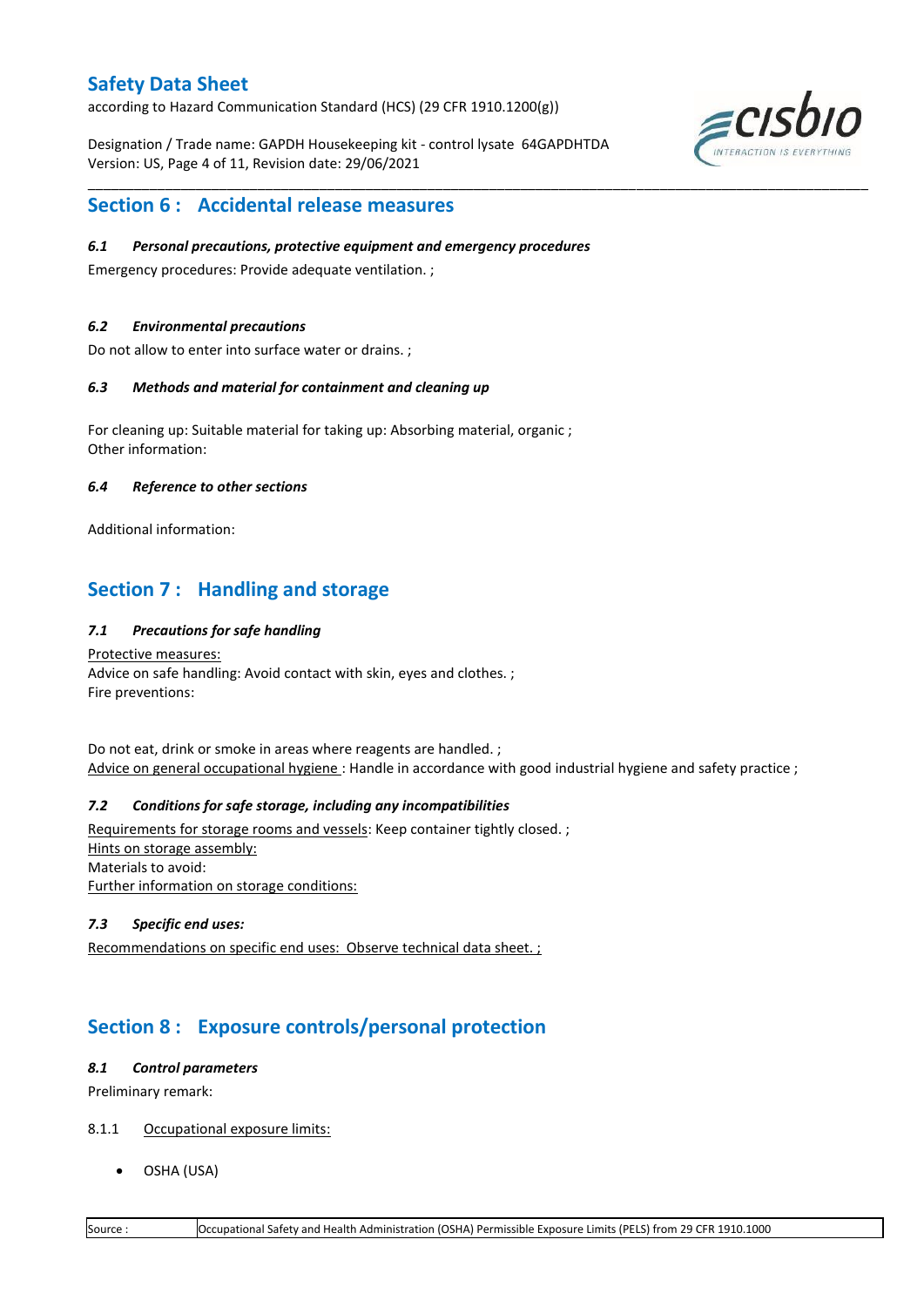## Section 6 : Accidental release measures

### *6.1 Personal precautions, protective equipment and emergency procedures*

Emergency procedures: Provide adequate ventilation. ;

### *6.2 Environmental precautions*

Do not allow to enter into surface water or drains. ;

### *6.3 Methods and material for containment and cleaning up*

For cleaning up: Suitable material for taking up: Absorbing material, organic ;
Other information:

### *6.4 Reference to other sections*

Additional information:

## Section 7 : Handling and storage

### *7.1 Precautions for safe handling*

Protective measures:
Advice on safe handling: Avoid contact with skin, eyes and clothes. ;
Fire preventions:

Do not eat, drink or smoke in areas where reagents are handled. ;
Advice on general occupational hygiene : Handle in accordance with good industrial hygiene and safety practice ;

### *7.2 Conditions for safe storage, including any incompatibilities*

Requirements for storage rooms and vessels: Keep container tightly closed. ;
Hints on storage assembly:
Materials to avoid:
Further information on storage conditions:

### *7.3 Specific end uses:*

Recommendations on specific end uses: Observe technical data sheet. ;

## Section 8 : Exposure controls/personal protection

### *8.1 Control parameters*

Preliminary remark:

8.1.1 Occupational exposure limits:

- OSHA (USA)

| Source : | Occupational Safety and Health Administration (OSHA) Permissible Exposure Limits (PELS) from 29 CFR 1910.1000 |
|---|---|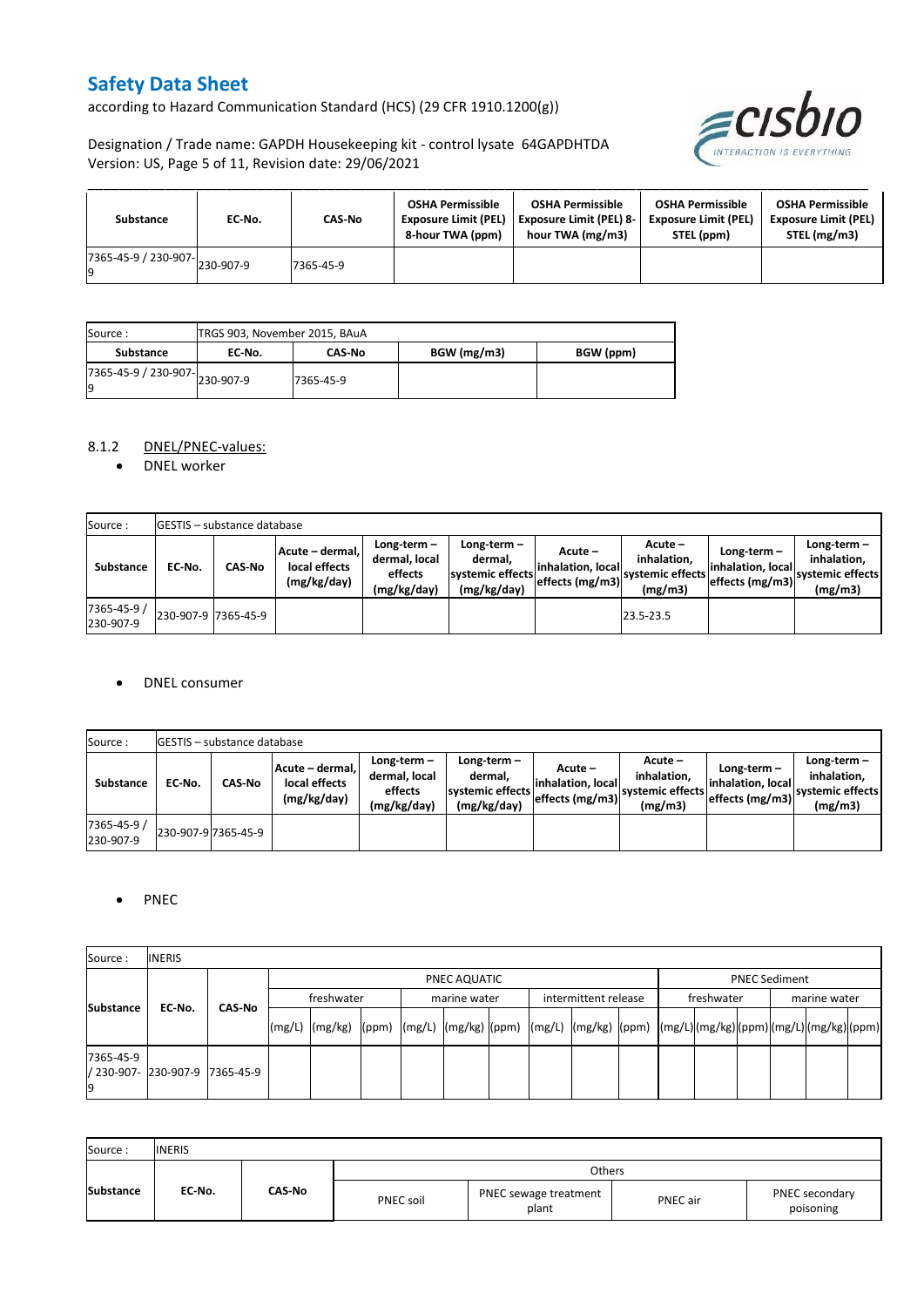| Substance | EC-No. | CAS-No | OSHA Permissible Exposure Limit (PEL) 8-hour TWA (ppm) | OSHA Permissible Exposure Limit (PEL) 8-hour TWA (mg/m3) | OSHA Permissible Exposure Limit (PEL) STEL (ppm) | OSHA Permissible Exposure Limit (PEL) STEL (mg/m3) |
|---|---|---|---|---|---|---|
| 7365-45-9 / 230-907-9 | 230-907-9 | 7365-45-9 | | | | |

| Source : | TRGS 903, November 2015, BAuA | | | |
|---|---|---|---|---|
| **Substance** | **EC-No.** | **CAS-No** | **BGW (mg/m3)** | **BGW (ppm)** |
| 7365-45-9 / 230-907-9 | 230-907-9 | 7365-45-9 | | |

8.1.2 DNEL/PNEC-values:

- DNEL worker

| Source : | GESTIS – substance database | | | | | | | | | |
|---|---|---|---|---|---|---|---|---|---|---|
| **Substance** | **EC-No.** | **CAS-No** | **Acute – dermal, local effects (mg/kg/day)** | **Long-term – dermal, local effects (mg/kg/day)** | **Long-term – dermal, systemic effects (mg/kg/day)** | **Acute – inhalation, local effects (mg/m3)** | **Acute – inhalation, systemic effects (mg/m3)** | **Long-term – inhalation, local effects (mg/m3)** | **Long-term – inhalation, systemic effects (mg/m3)** |
| 7365-45-9 / 230-907-9 | 230-907-9 | 7365-45-9 | | | | | 23.5-23.5 | | |

- DNEL consumer

| Source : | GESTIS – substance database | | | | | | | | | |
|---|---|---|---|---|---|---|---|---|---|---|
| **Substance** | **EC-No.** | **CAS-No** | **Acute – dermal, local effects (mg/kg/day)** | **Long-term – dermal, local effects (mg/kg/day)** | **Long-term – dermal, systemic effects (mg/kg/day)** | **Acute – inhalation, local effects (mg/m3)** | **Acute – inhalation, systemic effects (mg/m3)** | **Long-term – inhalation, local effects (mg/m3)** | **Long-term – inhalation, systemic effects (mg/m3)** |
| 7365-45-9 / 230-907-9 | 230-907-9 | 7365-45-9 | | | | | | | |

- PNEC

| Source : | INERIS | | | | | | | | | | | | | | | | | |
|---|---|---|---|---|---|---|---|---|---|---|---|---|---|---|---|---|---|---|
| **Substance** | **EC-No.** | **CAS-No** | PNEC AQUATIC | | | | | | | | | PNEC Sediment | | | | | |
| | | | freshwater | | | marine water | | | intermittent release | | | freshwater | | | marine water | | |
| | | | (mg/L) | (mg/kg) | (ppm) | (mg/L) | (mg/kg) | (ppm) | (mg/L) | (mg/kg) | (ppm) | (mg/L) | (mg/kg) | (ppm) | (mg/L) | (mg/kg) | (ppm) |
| 7365-45-9 / 230-907-9 | 230-907-9 | 7365-45-9 | | | | | | | | | | | | | | | |

| Source : | INERIS | | | | | |
|---|---|---|---|---|---|---|
| **Substance** | **EC-No.** | **CAS-No** | Others | | | |
| | | | PNEC soil | PNEC sewage treatment plant | PNEC air | PNEC secondary poisoning |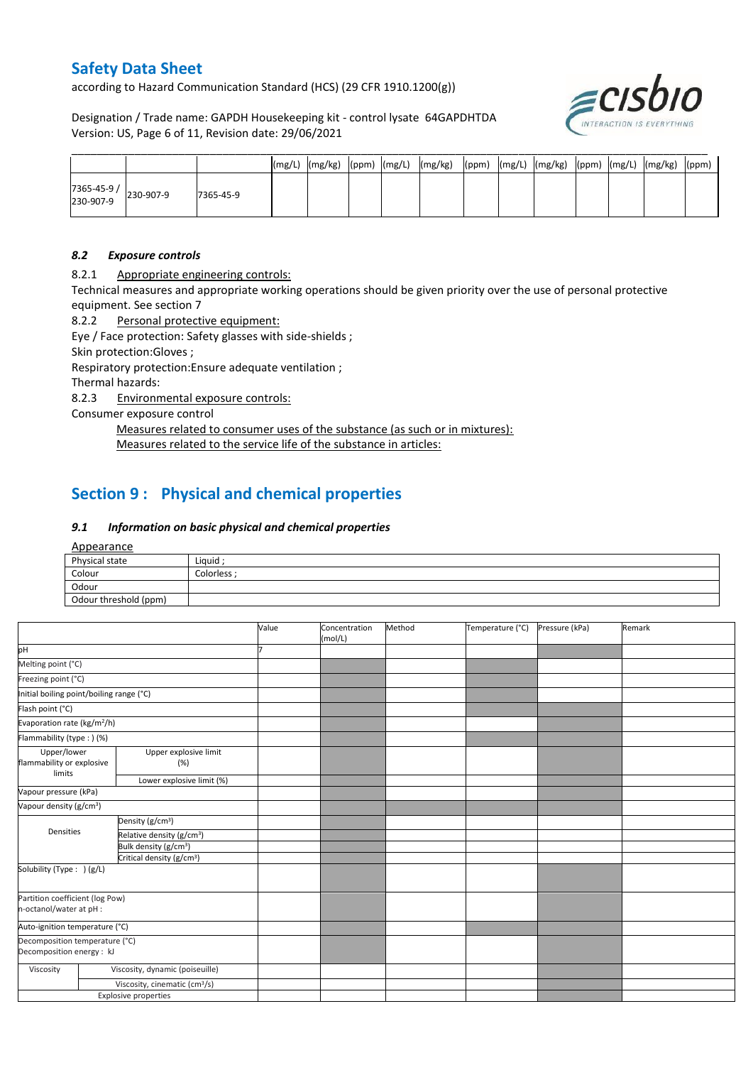| | | | (mg/L) | (mg/kg) | (ppm) | (mg/L) | (mg/kg) | (ppm) | (mg/L) | (mg/kg) | (ppm) | (mg/L) | (mg/kg) | (ppm) |
|---|---|---|---|---|---|---|---|---|---|---|---|---|---|---|
| 7365-45-9 / 230-907-9 | 230-907-9 | 7365-45-9 | | | | | | | | | | | | |

### *8.2 Exposure controls*

8.2.1 Appropriate engineering controls:

Technical measures and appropriate working operations should be given priority over the use of personal protective equipment. See section 7

8.2.2 Personal protective equipment:

Eye / Face protection: Safety glasses with side-shields ;

Skin protection:Gloves ;

Respiratory protection:Ensure adequate ventilation ;

Thermal hazards:

8.2.3 Environmental exposure controls:

Consumer exposure control

Measures related to consumer uses of the substance (as such or in mixtures):

Measures related to the service life of the substance in articles:

## Section 9 : Physical and chemical properties

### *9.1 Information on basic physical and chemical properties*

Appearance

| Physical state | Liquid ; |
|---|---|
| Colour | Colorless ; |
| Odour | |
| Odour threshold (ppm) | |

| | | Value | Concentration (mol/L) | Method | Temperature (°C) | Pressure (kPa) | Remark |
|---|---|---|---|---|---|---|---|
| pH | | 7 | | | | | |
| Melting point (°C) | | | | | | | |
| Freezing point (°C) | | | | | | | |
| Initial boiling point/boiling range (°C) | | | | | | | |
| Flash point (°C) | | | | | | | |
| Evaporation rate (kg/m²/h) | | | | | | | |
| Flammability (type : ) (%) | | | | | | | |
| Upper/lower flammability or explosive limits | Upper explosive limit (%) | | | | | | |
| | Lower explosive limit (%) | | | | | | |
| Vapour pressure (kPa) | | | | | | | |
| Vapour density (g/cm³) | | | | | | | |
| Densities | Density (g/cm³) | | | | | | |
| | Relative density (g/cm³) | | | | | | |
| | Bulk density (g/cm³) | | | | | | |
| | Critical density (g/cm³) | | | | | | |
| Solubility (Type : ) (g/L) | | | | | | | |
| Partition coefficient (log Pow) n-octanol/water at pH : | | | | | | | |
| Auto-ignition temperature (°C) | | | | | | | |
| Decomposition temperature (°C) Decomposition energy : kJ | | | | | | | |
| Viscosity | Viscosity, dynamic (poiseuille) | | | | | | |
| | Viscosity, cinematic (cm³/s) | | | | | | |
| Explosive properties | | | | | | | |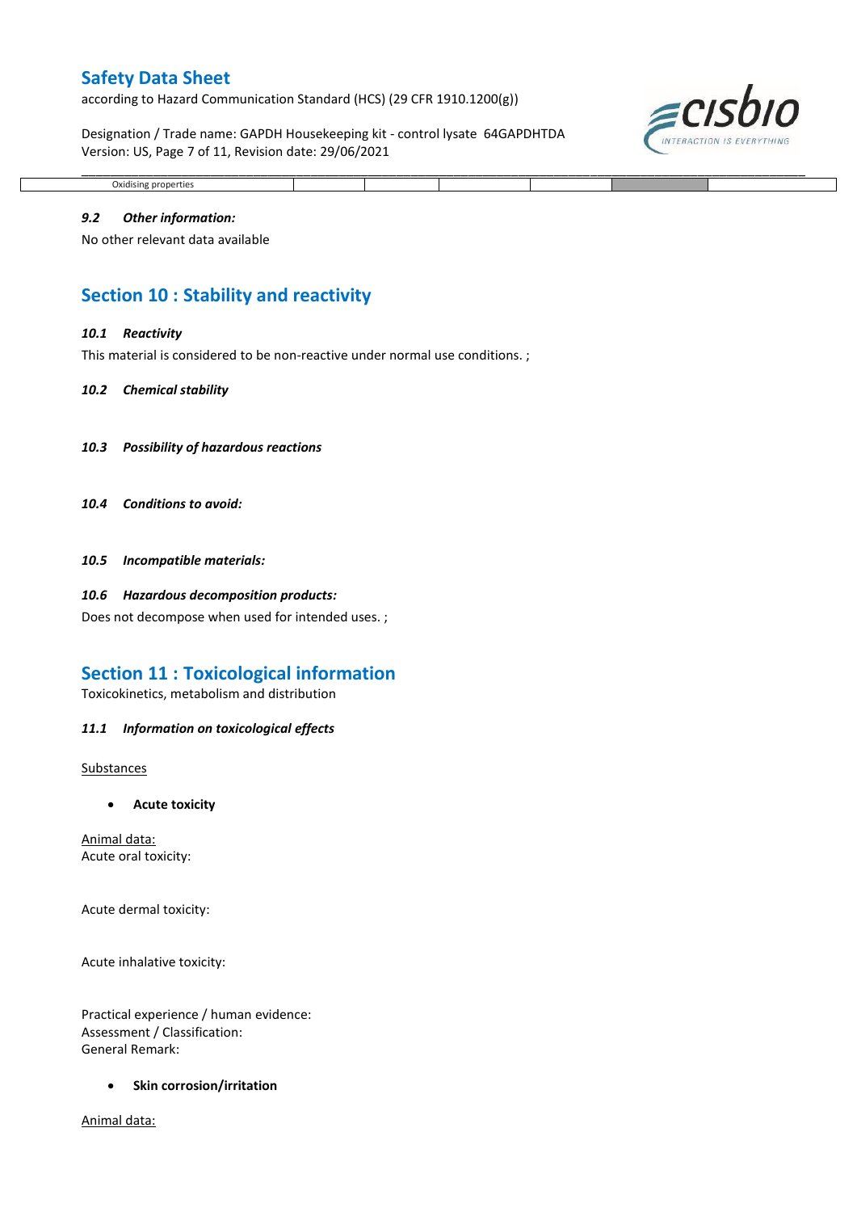| Oxidising properties | | | | | | |
|---|---|---|---|---|---|---|

### 9.2 *Other information:*

No other relevant data available

## Section 10 : Stability and reactivity

### 10.1 *Reactivity*

This material is considered to be non-reactive under normal use conditions. ;

### 10.2 *Chemical stability*

### 10.3 *Possibility of hazardous reactions*

### 10.4 *Conditions to avoid:*

### 10.5 *Incompatible materials:*

### 10.6 *Hazardous decomposition products:*

Does not decompose when used for intended uses. ;

## Section 11 : Toxicological information

Toxicokinetics, metabolism and distribution

### 11.1 *Information on toxicological effects*

Substances

- **Acute toxicity**

Animal data:
Acute oral toxicity:

Acute dermal toxicity:

Acute inhalative toxicity:

Practical experience / human evidence:
Assessment / Classification:
General Remark:

- **Skin corrosion/irritation**

Animal data: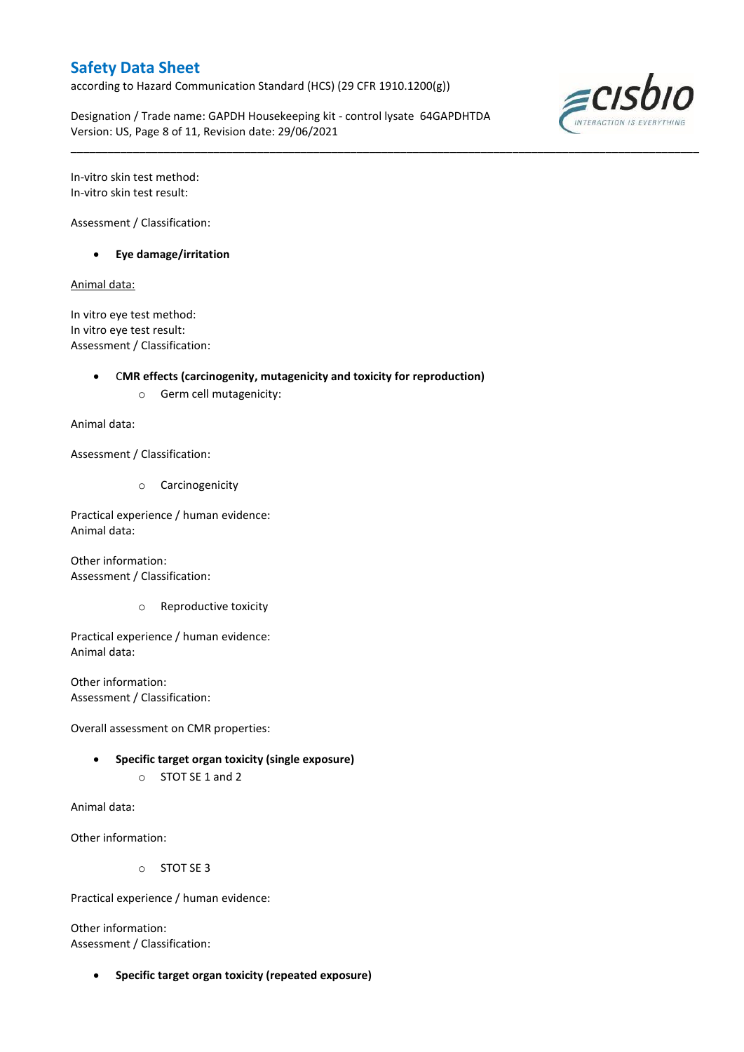In-vitro skin test method:
In-vitro skin test result:

Assessment / Classification:

- **Eye damage/irritation**

Animal data:

In vitro eye test method:
In vitro eye test result:
Assessment / Classification:

- **CMR effects (carcinogenity, mutagenicity and toxicity for reproduction)**
  - Germ cell mutagenicity:

Animal data:

Assessment / Classification:

  - Carcinogenicity

Practical experience / human evidence:
Animal data:

Other information:
Assessment / Classification:

  - Reproductive toxicity

Practical experience / human evidence:
Animal data:

Other information:
Assessment / Classification:

Overall assessment on CMR properties:

- **Specific target organ toxicity (single exposure)**
  - STOT SE 1 and 2

Animal data:

Other information:

  - STOT SE 3

Practical experience / human evidence:

Other information:
Assessment / Classification:

- **Specific target organ toxicity (repeated exposure)**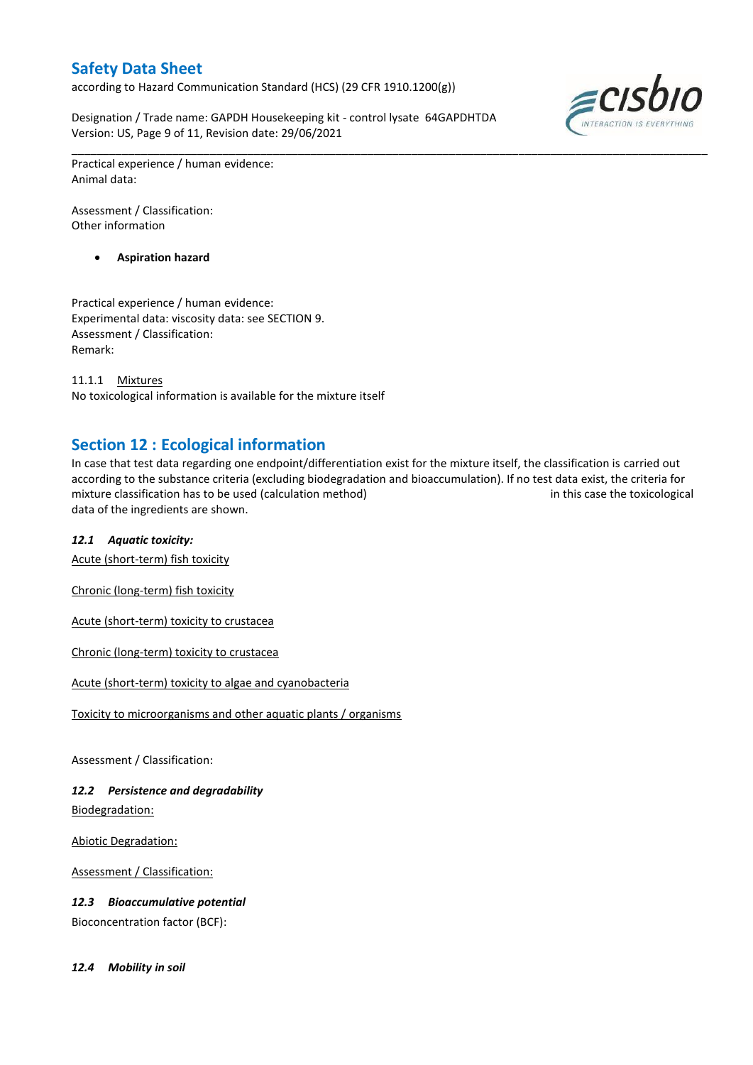Practical experience / human evidence:
Animal data:

Assessment / Classification:
Other information

- **Aspiration hazard**

Practical experience / human evidence:
Experimental data: viscosity data: see SECTION 9.
Assessment / Classification:
Remark:

11.1.1 Mixtures
No toxicological information is available for the mixture itself

## Section 12 : Ecological information

In case that test data regarding one endpoint/differentiation exist for the mixture itself, the classification is carried out according to the substance criteria (excluding biodegradation and bioaccumulation). If no test data exist, the criteria for mixture classification has to be used (calculation method) in this case the toxicological data of the ingredients are shown.

### *12.1 Aquatic toxicity:*

Acute (short-term) fish toxicity

Chronic (long-term) fish toxicity

Acute (short-term) toxicity to crustacea

Chronic (long-term) toxicity to crustacea

Acute (short-term) toxicity to algae and cyanobacteria

Toxicity to microorganisms and other aquatic plants / organisms

Assessment / Classification:

### *12.2 Persistence and degradability*

Biodegradation:

Abiotic Degradation:

Assessment / Classification:

### *12.3 Bioaccumulative potential*

Bioconcentration factor (BCF):

### *12.4 Mobility in soil*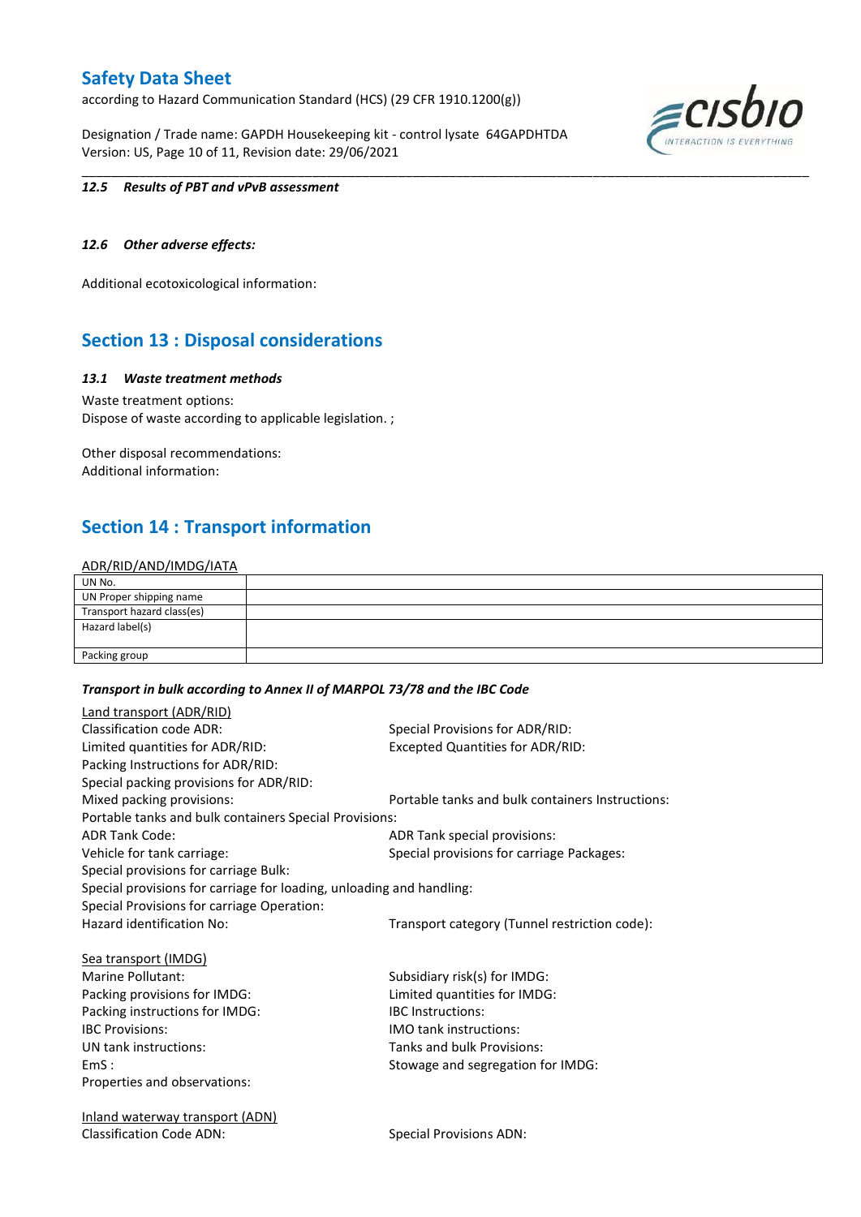*12.5 Results of PBT and vPvB assessment*

*12.6 Other adverse effects:*

Additional ecotoxicological information:

## Section 13 : Disposal considerations

*13.1 Waste treatment methods*

Waste treatment options:
Dispose of waste according to applicable legislation. ;

Other disposal recommendations:
Additional information:

## Section 14 : Transport information

ADR/RID/AND/IMDG/IATA

| UN No. | |
|---|---|
| UN Proper shipping name | |
| Transport hazard class(es) | |
| Hazard label(s) | |
| Packing group | |

***Transport in bulk according to Annex II of MARPOL 73/78 and the IBC Code***

Land transport (ADR/RID)

Classification code ADR:
Special Provisions for ADR/RID:
Limited quantities for ADR/RID:
Excepted Quantities for ADR/RID:
Packing Instructions for ADR/RID:
Special packing provisions for ADR/RID:
Mixed packing provisions:
Portable tanks and bulk containers Instructions:
Portable tanks and bulk containers Special Provisions:
ADR Tank Code:
ADR Tank special provisions:
Vehicle for tank carriage:
Special provisions for carriage Packages:
Special provisions for carriage Bulk:
Special provisions for carriage for loading, unloading and handling:
Special Provisions for carriage Operation:
Hazard identification No:
Transport category (Tunnel restriction code):

Sea transport (IMDG)

Marine Pollutant:
Subsidiary risk(s) for IMDG:
Packing provisions for IMDG:
Limited quantities for IMDG:
Packing instructions for IMDG:
IBC Instructions:
IBC Provisions:
IMO tank instructions:
UN tank instructions:
Tanks and bulk Provisions:
EmS :
Stowage and segregation for IMDG:
Properties and observations:

Inland waterway transport (ADN)

Classification Code ADN:
Special Provisions ADN: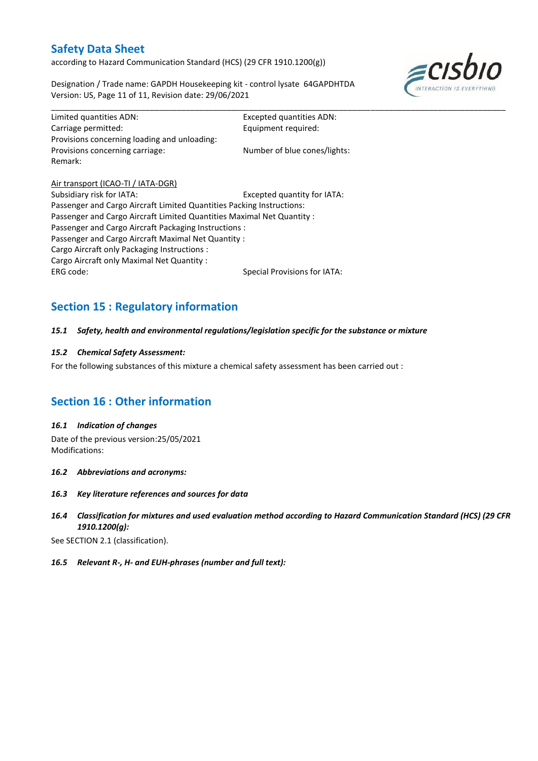Limited quantities ADN: Excepted quantities ADN:
Carriage permitted: Equipment required:
Provisions concerning loading and unloading:
Provisions concerning carriage: Number of blue cones/lights:
Remark:

Air transport (ICAO-TI / IATA-DGR)
Subsidiary risk for IATA: Excepted quantity for IATA:
Passenger and Cargo Aircraft Limited Quantities Packing Instructions:
Passenger and Cargo Aircraft Limited Quantities Maximal Net Quantity :
Passenger and Cargo Aircraft Packaging Instructions :
Passenger and Cargo Aircraft Maximal Net Quantity :
Cargo Aircraft only Packaging Instructions :
Cargo Aircraft only Maximal Net Quantity :
ERG code: Special Provisions for IATA:

## Section 15 : Regulatory information

### *15.1 Safety, health and environmental regulations/legislation specific for the substance or mixture*

### *15.2 Chemical Safety Assessment:*

For the following substances of this mixture a chemical safety assessment has been carried out :

## Section 16 : Other information

### *16.1 Indication of changes*

Date of the previous version:25/05/2021
Modifications:

### *16.2 Abbreviations and acronyms:*

### *16.3 Key literature references and sources for data*

### *16.4 Classification for mixtures and used evaluation method according to Hazard Communication Standard (HCS) (29 CFR 1910.1200(g):*

See SECTION 2.1 (classification).

### *16.5 Relevant R-, H- and EUH-phrases (number and full text):*